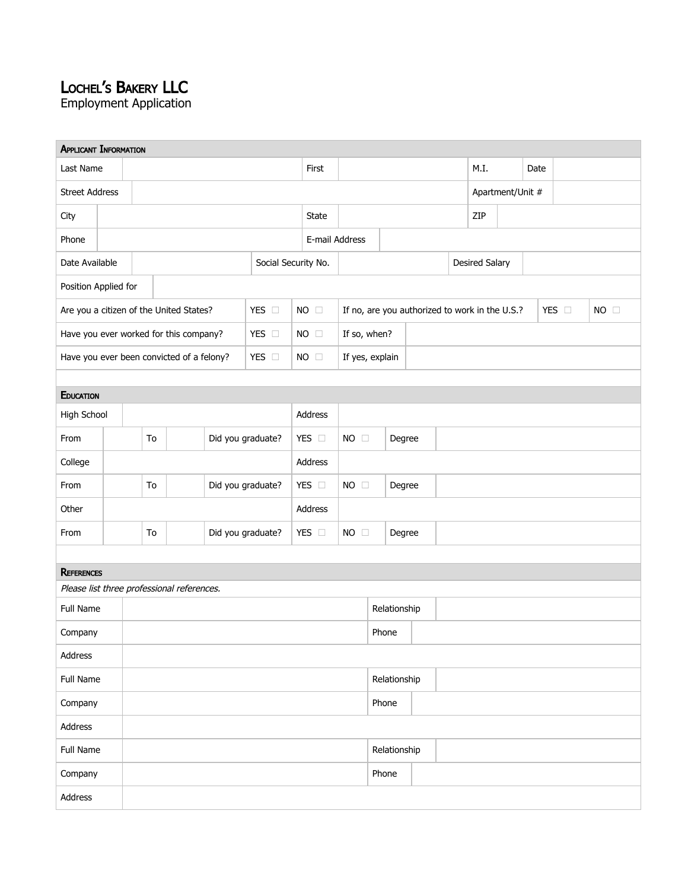# Lochel's Bakery LLC

Employment Application

## Applicant Information

| | | | | | | | |
|---|---|---|---|---|---|---|---|
| Last Name | | First | | M.I. | | Date | |
| Street Address | | | | Apartment/Unit # | | | |
| City | | State | | ZIP | | | |
| Phone | | E-mail Address | | | | | |
| Date Available | | Social Security No. | | Desired Salary | | | |
| Position Applied for | | | | | | | |

| | | | | | |
|---|---|---|---|---|---|
| Are you a citizen of the United States? | YES ☐ | NO ☐ | If no, are you authorized to work in the U.S.? | YES ☐ | NO ☐ |
| Have you ever worked for this company? | YES ☐ | NO ☐ | If so, when? | | |
| Have you ever been convicted of a felony? | YES ☐ | NO ☐ | If yes, explain | | |

## Education

| | | | | | | | | |
|---|---|---|---|---|---|---|---|---|
| High School | | | | Address | | | | |
| From | | To | | Did you graduate? | YES ☐ | NO ☐ | Degree | |
| College | | | | Address | | | | |
| From | | To | | Did you graduate? | YES ☐ | NO ☐ | Degree | |
| Other | | | | Address | | | | |
| From | | To | | Did you graduate? | YES ☐ | NO ☐ | Degree | |

## References

*Please list three professional references.*

| | | | |
|---|---|---|---|
| Full Name | | Relationship | |
| Company | | Phone | |
| Address | | | |
| Full Name | | Relationship | |
| Company | | Phone | |
| Address | | | |
| Full Name | | Relationship | |
| Company | | Phone | |
| Address | | | |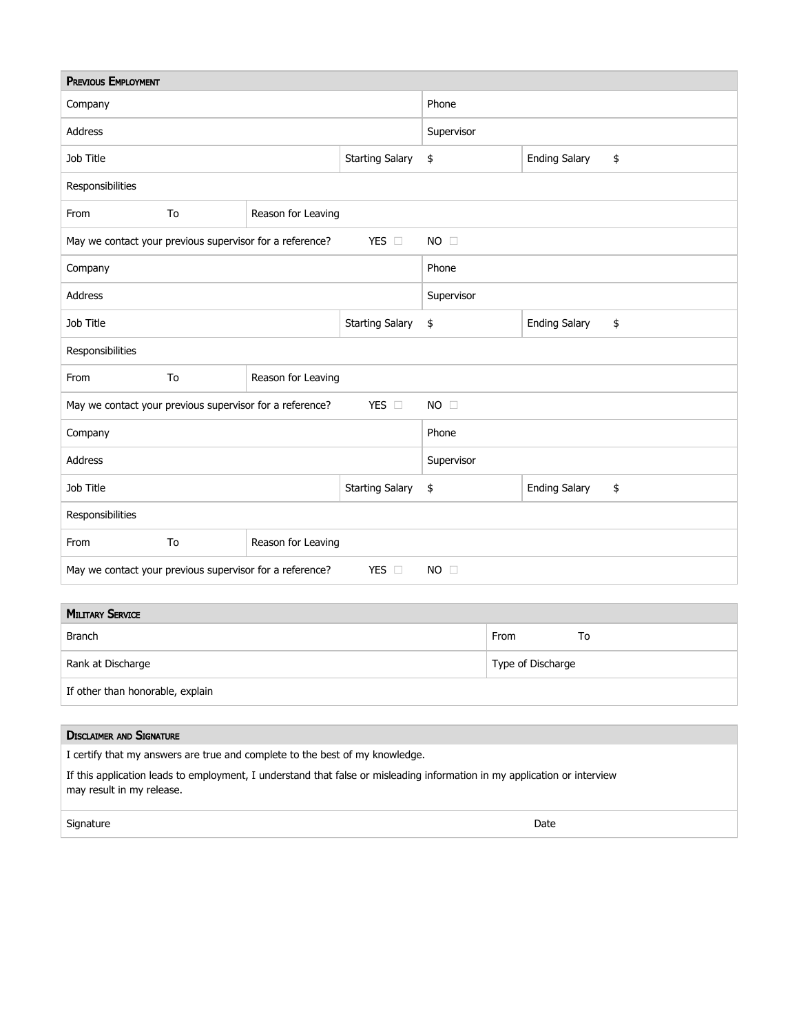## Previous Employment

| | | | | | |
|---|---|---|---|---|---|
| Company | | | | Phone | |
| Address | | | | Supervisor | |
| Job Title | | Starting Salary | $ | Ending Salary | $ |
| Responsibilities | | | | | |
| From | To | Reason for Leaving | | | |
| May we contact your previous supervisor for a reference? | | YES ☐ | NO ☐ | | |
| Company | | | | Phone | |
| Address | | | | Supervisor | |
| Job Title | | Starting Salary | $ | Ending Salary | $ |
| Responsibilities | | | | | |
| From | To | Reason for Leaving | | | |
| May we contact your previous supervisor for a reference? | | YES ☐ | NO ☐ | | |
| Company | | | | Phone | |
| Address | | | | Supervisor | |
| Job Title | | Starting Salary | $ | Ending Salary | $ |
| Responsibilities | | | | | |
| From | To | Reason for Leaving | | | |
| May we contact your previous supervisor for a reference? | | YES ☐ | NO ☐ | | |

## Military Service

| | | |
|---|---|---|
| Branch | From | To |
| Rank at Discharge | Type of Discharge | |
| If other than honorable, explain | | |

## Disclaimer and Signature

I certify that my answers are true and complete to the best of my knowledge.

If this application leads to employment, I understand that false or misleading information in my application or interview may result in my release.

| | |
|---|---|
| Signature | Date |